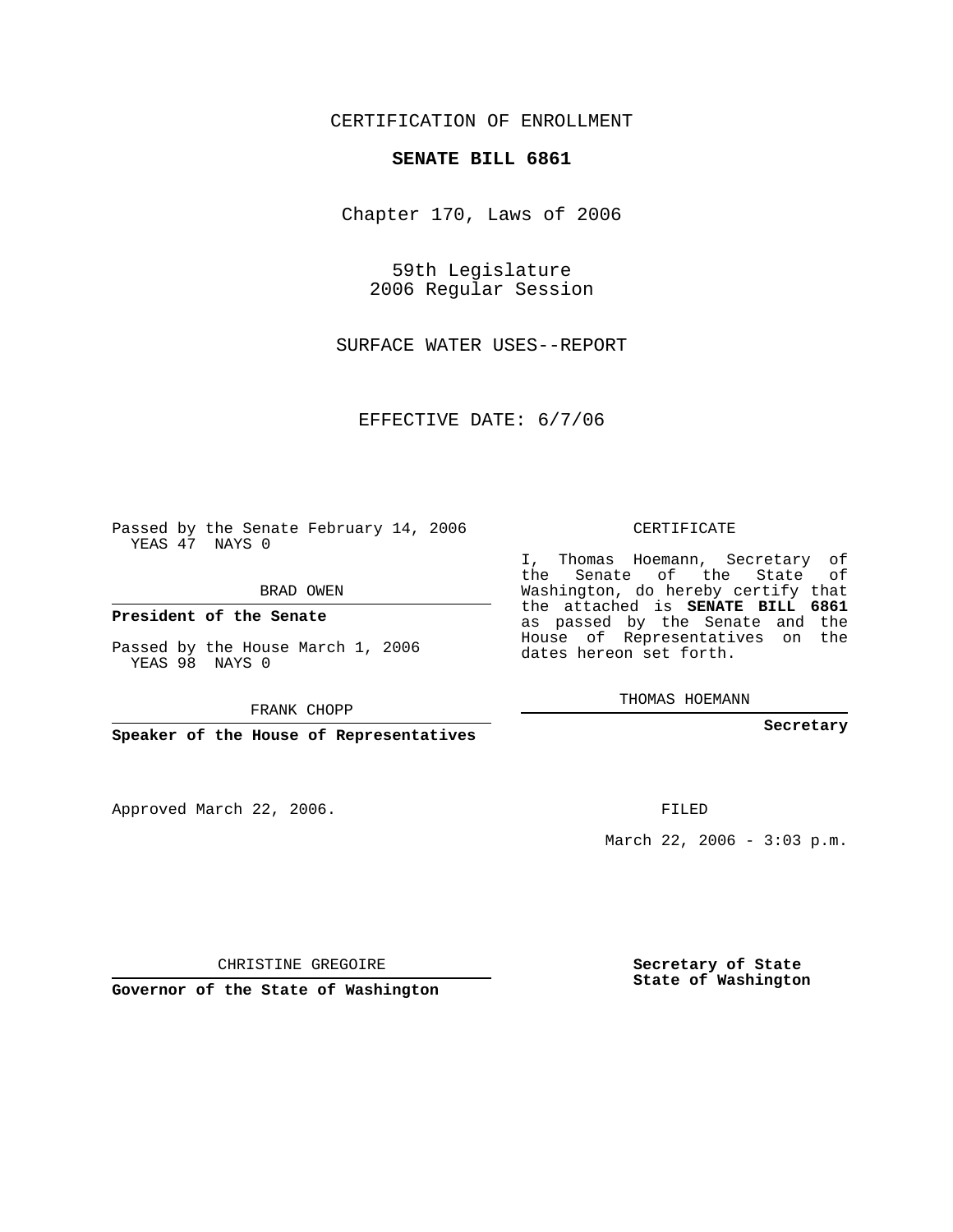CERTIFICATION OF ENROLLMENT

# SENATE BILL 6861

Chapter 170, Laws of 2006

59th Legislature
2006 Regular Session

SURFACE WATER USES--REPORT

EFFECTIVE DATE: 6/7/06

Passed by the Senate February 14, 2006
YEAS 47 NAYS 0

BRAD OWEN

**President of the Senate**

Passed by the House March 1, 2006
YEAS 98 NAYS 0

FRANK CHOPP

**Speaker of the House of Representatives**

CERTIFICATE

I, Thomas Hoemann, Secretary of the Senate of the State of Washington, do hereby certify that the attached is **SENATE BILL 6861** as passed by the Senate and the House of Representatives on the dates hereon set forth.

THOMAS HOEMANN

**Secretary**

Approved March 22, 2006.

FILED

March 22, 2006 - 3:03 p.m.

CHRISTINE GREGOIRE

**Governor of the State of Washington**

**Secretary of State**
**State of Washington**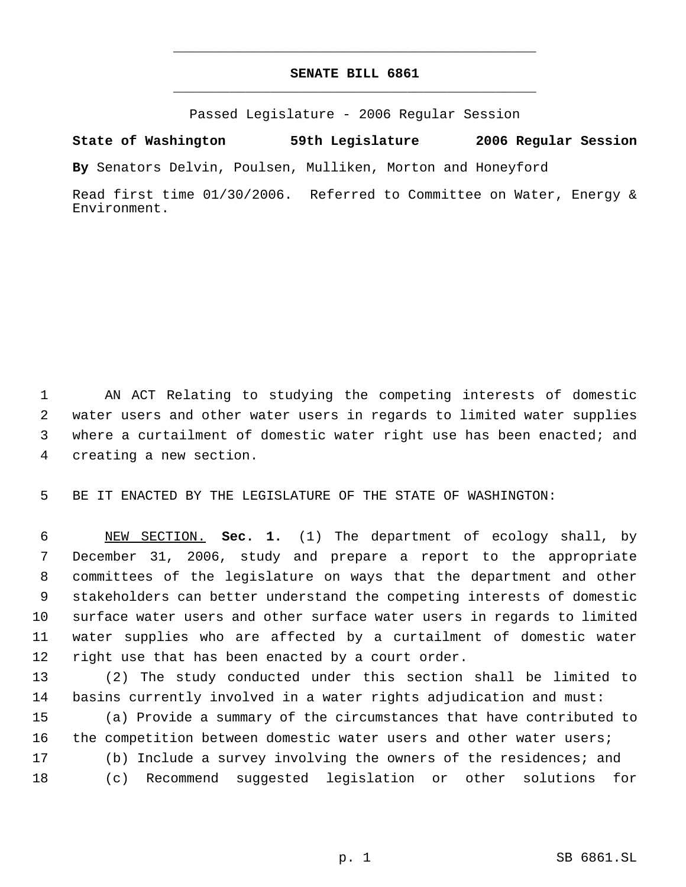# SENATE BILL 6861

Passed Legislature - 2006 Regular Session

**State of Washington 59th Legislature 2006 Regular Session**

**By** Senators Delvin, Poulsen, Mulliken, Morton and Honeyford

Read first time 01/30/2006. Referred to Committee on Water, Energy & Environment.

AN ACT Relating to studying the competing interests of domestic water users and other water users in regards to limited water supplies where a curtailment of domestic water right use has been enacted; and creating a new section.

BE IT ENACTED BY THE LEGISLATURE OF THE STATE OF WASHINGTON:

NEW SECTION. **Sec. 1.** (1) The department of ecology shall, by December 31, 2006, study and prepare a report to the appropriate committees of the legislature on ways that the department and other stakeholders can better understand the competing interests of domestic surface water users and other surface water users in regards to limited water supplies who are affected by a curtailment of domestic water right use that has been enacted by a court order.

(2) The study conducted under this section shall be limited to basins currently involved in a water rights adjudication and must:

(a) Provide a summary of the circumstances that have contributed to the competition between domestic water users and other water users;

(b) Include a survey involving the owners of the residences; and

(c) Recommend suggested legislation or other solutions for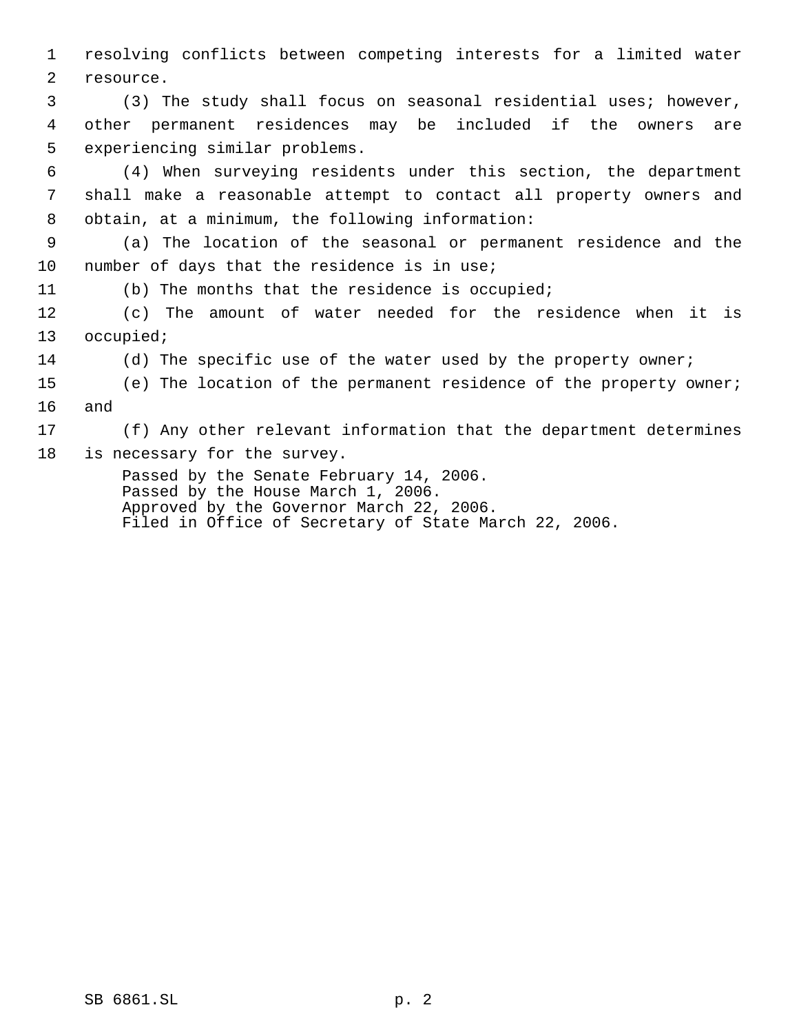resolving conflicts between competing interests for a limited water resource.

(3) The study shall focus on seasonal residential uses; however, other permanent residences may be included if the owners are experiencing similar problems.

(4) When surveying residents under this section, the department shall make a reasonable attempt to contact all property owners and obtain, at a minimum, the following information:

(a) The location of the seasonal or permanent residence and the number of days that the residence is in use;

(b) The months that the residence is occupied;

(c) The amount of water needed for the residence when it is occupied;

(d) The specific use of the water used by the property owner;

(e) The location of the permanent residence of the property owner; and

(f) Any other relevant information that the department determines is necessary for the survey.

Passed by the Senate February 14, 2006.
Passed by the House March 1, 2006.
Approved by the Governor March 22, 2006.
Filed in Office of Secretary of State March 22, 2006.